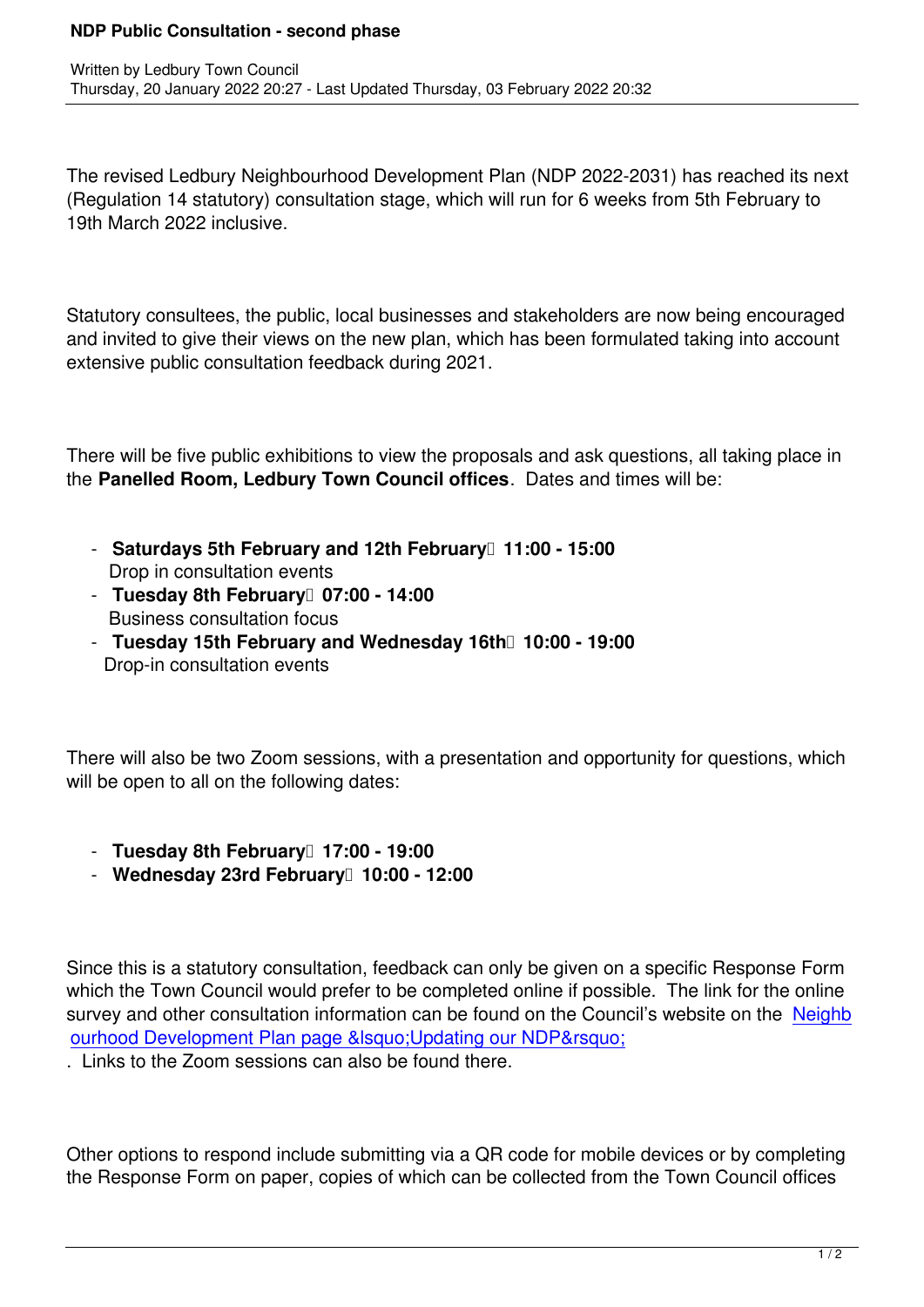# NDP Public Consultation - second phase

Written by Ledbury Town Council
Thursday, 20 January 2022 20:27 - Last Updated Thursday, 03 February 2022 20:32

The revised Ledbury Neighbourhood Development Plan (NDP 2022-2031) has reached its next (Regulation 14 statutory) consultation stage, which will run for 6 weeks from 5th February to 19th March 2022 inclusive.

Statutory consultees, the public, local businesses and stakeholders are now being encouraged and invited to give their views on the new plan, which has been formulated taking into account extensive public consultation feedback during 2021.

There will be five public exhibitions to view the proposals and ask questions, all taking place in the **Panelled Room, Ledbury Town Council offices**. Dates and times will be:

- **Saturdays 5th February and 12th February 11:00 - 15:00**
  Drop in consultation events
- **Tuesday 8th February 07:00 - 14:00**
  Business consultation focus
- **Tuesday 15th February and Wednesday 16th 10:00 - 19:00**
  Drop-in consultation events

There will also be two Zoom sessions, with a presentation and opportunity for questions, which will be open to all on the following dates:

- **Tuesday 8th February 17:00 - 19:00**
- **Wednesday 23rd February 10:00 - 12:00**

Since this is a statutory consultation, feedback can only be given on a specific Response Form which the Town Council would prefer to be completed online if possible. The link for the online survey and other consultation information can be found on the Council's website on the Neighbourhood Development Plan page &lsquo;Updating our NDP&rsquo;. Links to the Zoom sessions can also be found there.

Other options to respond include submitting via a QR code for mobile devices or by completing the Response Form on paper, copies of which can be collected from the Town Council offices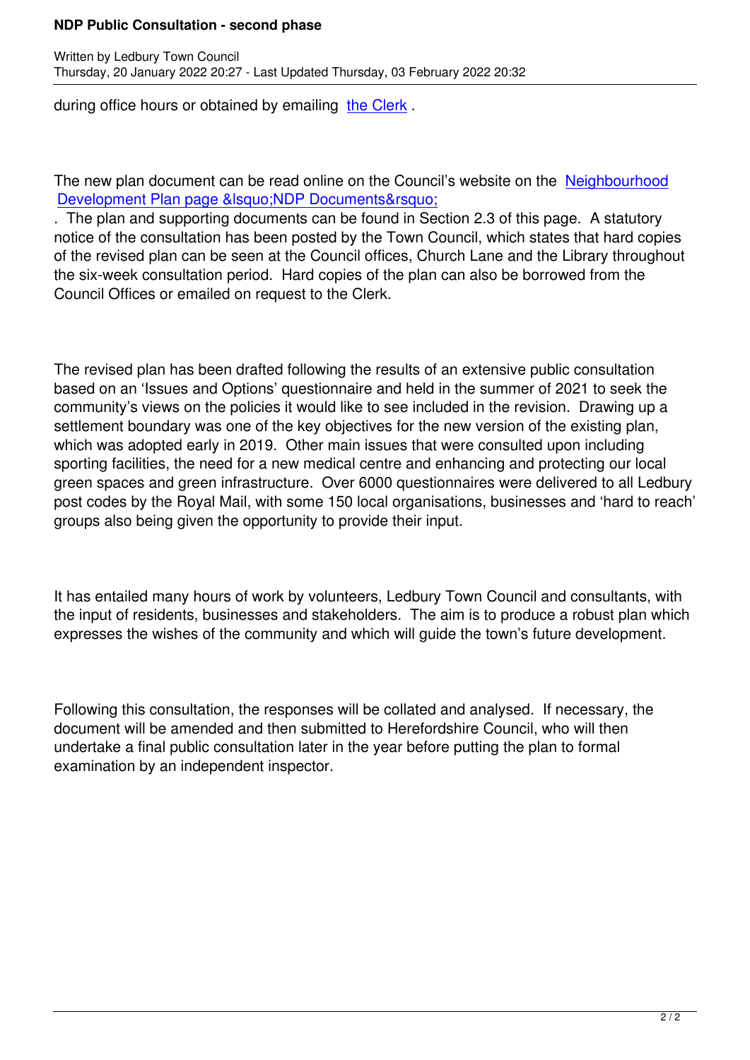during office hours or obtained by emailing the Clerk .

The new plan document can be read online on the Council's website on the Neighbourhood Development Plan page &lsquo;NDP Documents&rsquo;

. The plan and supporting documents can be found in Section 2.3 of this page. A statutory notice of the consultation has been posted by the Town Council, which states that hard copies of the revised plan can be seen at the Council offices, Church Lane and the Library throughout the six-week consultation period. Hard copies of the plan can also be borrowed from the Council Offices or emailed on request to the Clerk.

The revised plan has been drafted following the results of an extensive public consultation based on an 'Issues and Options' questionnaire and held in the summer of 2021 to seek the community's views on the policies it would like to see included in the revision. Drawing up a settlement boundary was one of the key objectives for the new version of the existing plan, which was adopted early in 2019. Other main issues that were consulted upon including sporting facilities, the need for a new medical centre and enhancing and protecting our local green spaces and green infrastructure. Over 6000 questionnaires were delivered to all Ledbury post codes by the Royal Mail, with some 150 local organisations, businesses and 'hard to reach' groups also being given the opportunity to provide their input.

It has entailed many hours of work by volunteers, Ledbury Town Council and consultants, with the input of residents, businesses and stakeholders. The aim is to produce a robust plan which expresses the wishes of the community and which will guide the town's future development.

Following this consultation, the responses will be collated and analysed. If necessary, the document will be amended and then submitted to Herefordshire Council, who will then undertake a final public consultation later in the year before putting the plan to formal examination by an independent inspector.